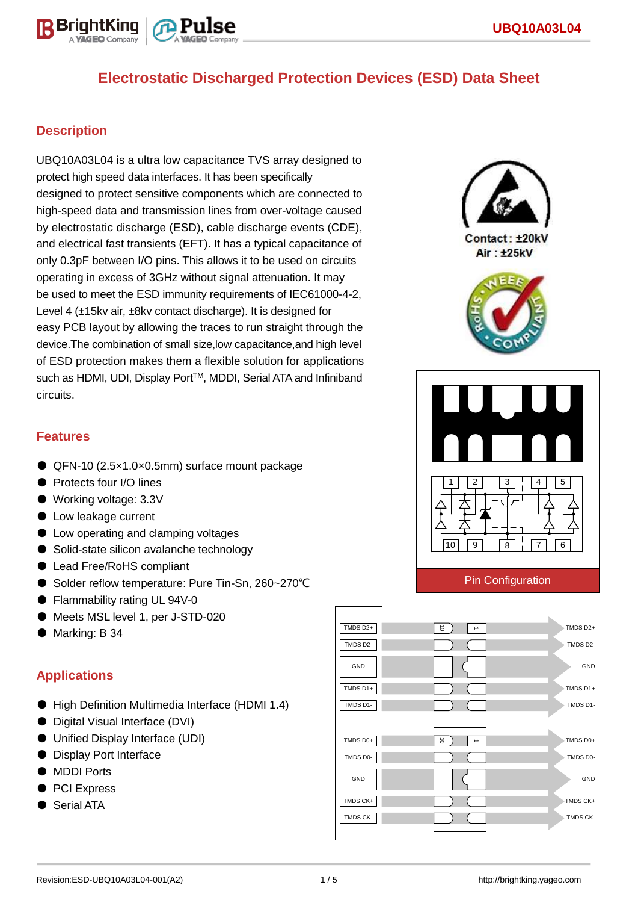# Electrostatic Discharged Protection Devices (ESD) Data Sheet

## Description

UBQ10A03L04 is a ultra low capacitance TVS array designed to protect high speed data interfaces. It has been specifically designed to protect sensitive components which are connected to high-speed data and transmission lines from over-voltage caused by electrostatic discharge (ESD), cable discharge events (CDE), and electrical fast transients (EFT). It has a typical capacitance of only 0.3pF between I/O pins. This allows it to be used on circuits operating in excess of 3GHz without signal attenuation. It may be used to meet the ESD immunity requirements of IEC61000-4-2, Level 4 (±15kv air, ±8kv contact discharge). It is designed for easy PCB layout by allowing the traces to run straight through the device.The combination of small size,low capacitance,and high level of ESD protection makes them a flexible solution for applications such as HDMI, UDI, Display Port[TM], MDDI, Serial ATA and Infiniband circuits.

Contact : ±20kV
Air : ±25kV

## Features

- QFN-10 (2.5×1.0×0.5mm) surface mount package
- Protects four I/O lines
- Working voltage: 3.3V
- Low leakage current
- Low operating and clamping voltages
- Solid-state silicon avalanche technology
- Lead Free/RoHS compliant
- Solder reflow temperature: Pure Tin-Sn, 260~270℃
- Flammability rating UL 94V-0
- Meets MSL level 1, per J-STD-020
- Marking: B 34

## Applications

- High Definition Multimedia Interface (HDMI 1.4)
- Digital Visual Interface (DVI)
- Unified Display Interface (UDI)
- Display Port Interface
- MDDI Ports
- PCI Express
- Serial ATA

Pin Configuration

TMDS D2+, TMDS D2-, GND, TMDS D1+, TMDS D1-, TMDS D0+, TMDS D0-, GND, TMDS CK+, TMDS CK-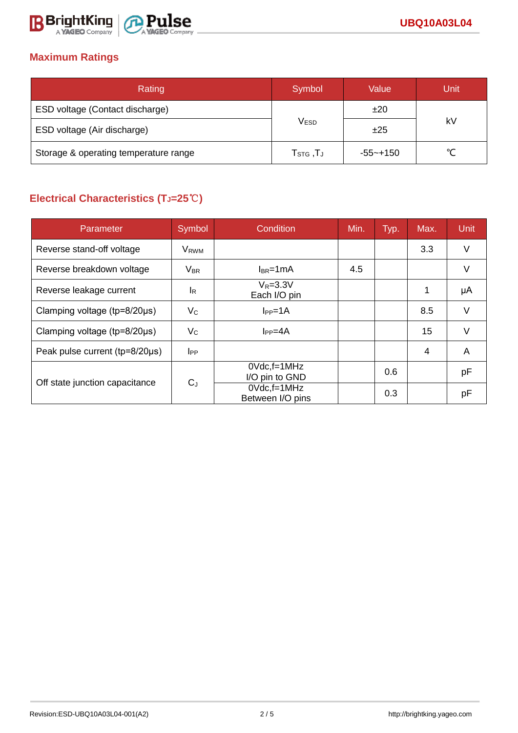## Maximum Ratings

| Rating | Symbol | Value | Unit |
|---|---|---|---|
| ESD voltage (Contact discharge) | $V_{ESD}$ | ±20 | kV |
| ESD voltage (Air discharge) | | ±25 | |
| Storage & operating temperature range | $T_{STG}$ ,$T_J$ | -55~+150 | ℃ |

## Electrical Characteristics ($T_J$=25℃)

| Parameter | Symbol | Condition | Min. | Typ. | Max. | Unit |
|---|---|---|---|---|---|---|
| Reverse stand-off voltage | $V_{RWM}$ | | | | 3.3 | V |
| Reverse breakdown voltage | $V_{BR}$ | $I_{BR}$=1mA | 4.5 | | | V |
| Reverse leakage current | $I_R$ | $V_R$=3.3V Each I/O pin | | | 1 | μA |
| Clamping voltage (tp=8/20μs) | $V_C$ | $I_{PP}$=1A | | | 8.5 | V |
| Clamping voltage (tp=8/20μs) | $V_C$ | $I_{PP}$=4A | | | 15 | V |
| Peak pulse current (tp=8/20μs) | $I_{PP}$ | | | | 4 | A |
| Off state junction capacitance | $C_J$ | 0Vdc,f=1MHz I/O pin to GND | | 0.6 | | pF |
| | | 0Vdc,f=1MHz Between I/O pins | | 0.3 | | pF |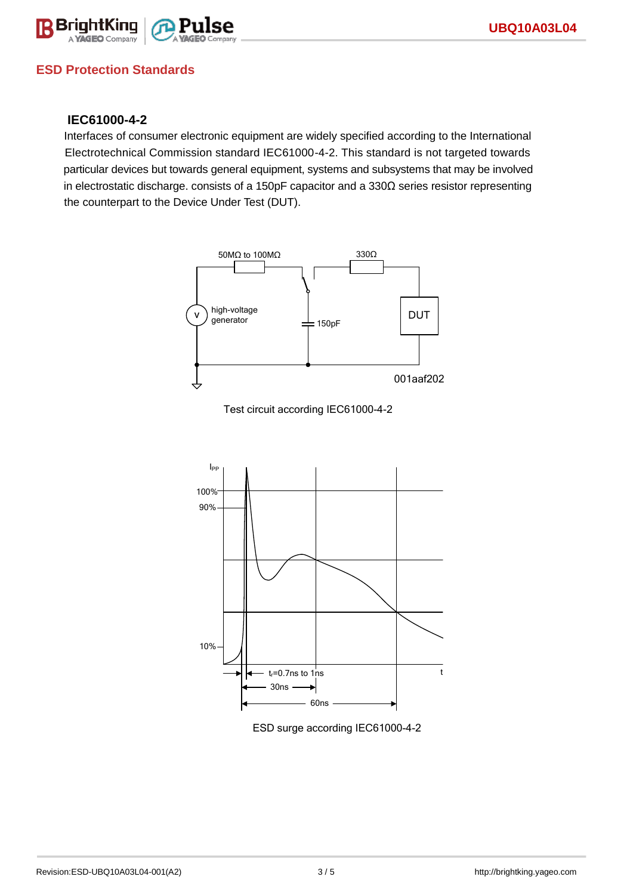## ESD Protection Standards

### IEC61000-4-2

Interfaces of consumer electronic equipment are widely specified according to the International Electrotechnical Commission standard IEC61000-4-2. This standard is not targeted towards particular devices but towards general equipment, systems and subsystems that may be involved in electrostatic discharge. consists of a 150pF capacitor and a 330Ω series resistor representing the counterpart to the Device Under Test (DUT).

Test circuit according IEC61000-4-2

ESD surge according IEC61000-4-2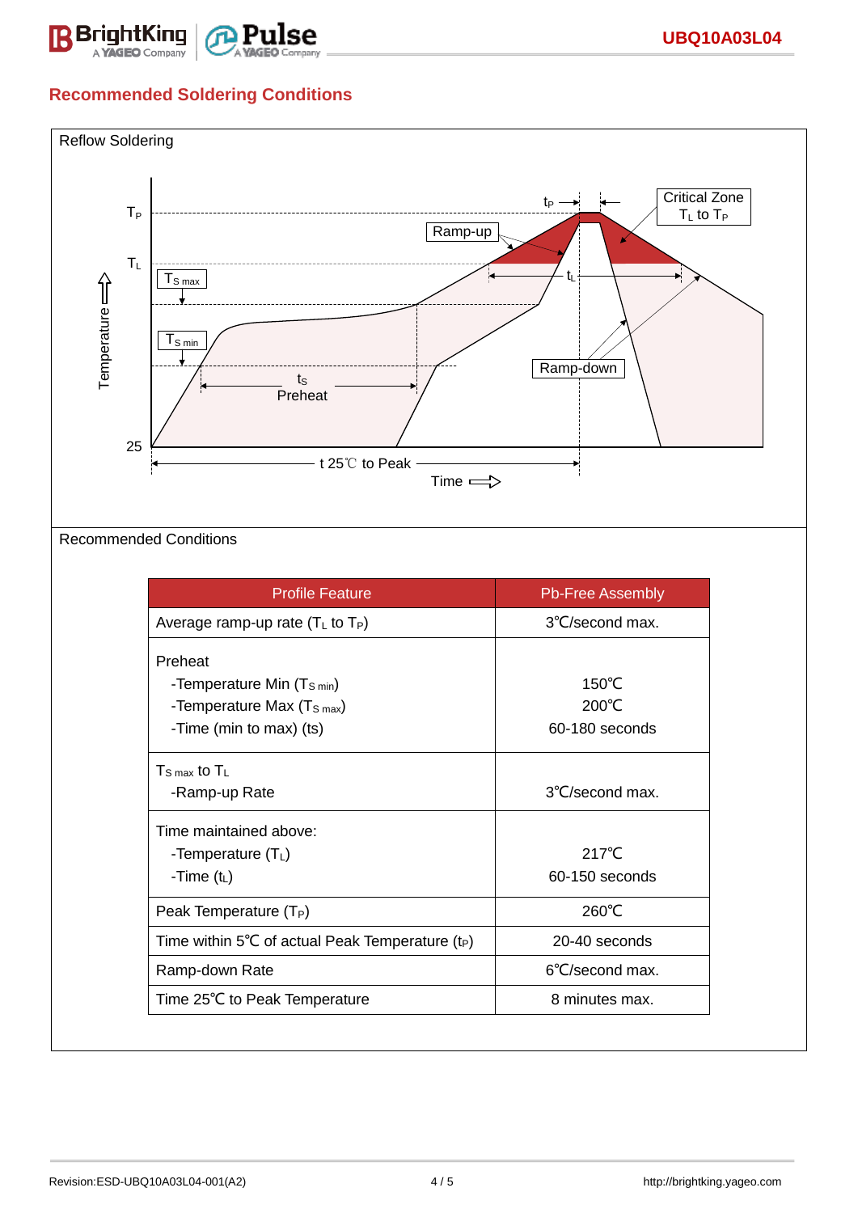## Recommended Soldering Conditions

Reflow Soldering

$T_P$

$T_L$

$T_{S\,max}$

$T_{S\,min}$

25

Temperature

$t_P$

Ramp-up

Critical Zone $T_L$ to $T_P$

$t_L$

$t_S$ Preheat

Ramp-down

t 25℃ to Peak

Time

Recommended Conditions

| Profile Feature | Pb-Free Assembly |
|---|---|
| Average ramp-up rate ($T_L$ to $T_P$) | 3℃/second max. |
| Preheat<br>-Temperature Min ($T_{S\,min}$)<br>-Temperature Max ($T_{S\,max}$)<br>-Time (min to max) (ts) | <br>150℃<br>200℃<br>60-180 seconds |
| $T_{S\,max}$ to $T_L$<br>-Ramp-up Rate | <br>3℃/second max. |
| Time maintained above:<br>-Temperature ($T_L$)<br>-Time ($t_L$) | <br>217℃<br>60-150 seconds |
| Peak Temperature ($T_P$) | 260℃ |
| Time within 5℃ of actual Peak Temperature ($t_P$) | 20-40 seconds |
| Ramp-down Rate | 6℃/second max. |
| Time 25℃ to Peak Temperature | 8 minutes max. |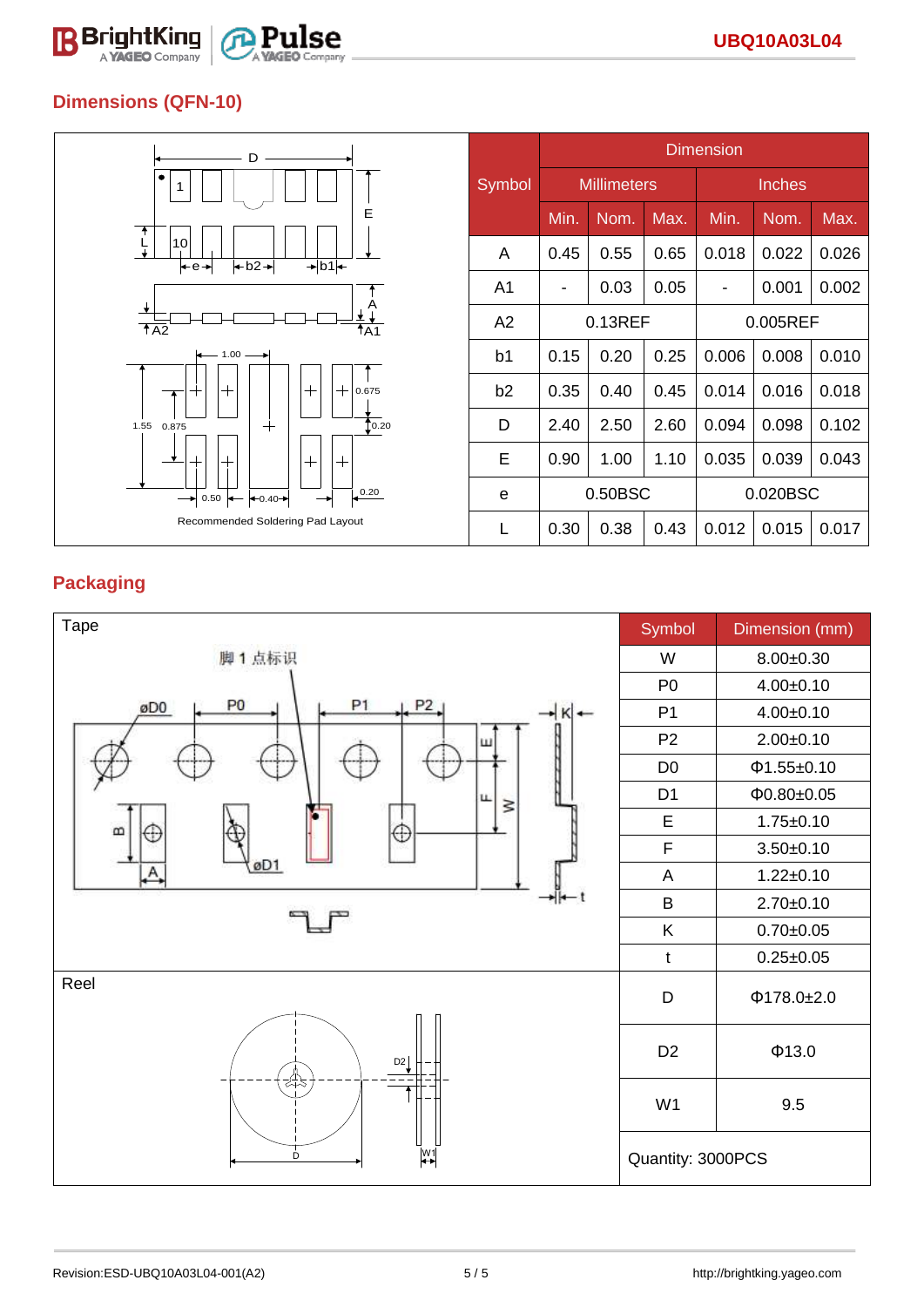## Dimensions (QFN-10)

Recommended Soldering Pad Layout

| Symbol | Dimension | | | | | |
|---|---|---|---|---|---|---|
| | Millimeters | | | Inches | | |
| | Min. | Nom. | Max. | Min. | Nom. | Max. |
| A | 0.45 | 0.55 | 0.65 | 0.018 | 0.022 | 0.026 |
| A1 | - | 0.03 | 0.05 | - | 0.001 | 0.002 |
| A2 | 0.13REF | | | 0.005REF | | |
| b1 | 0.15 | 0.20 | 0.25 | 0.006 | 0.008 | 0.010 |
| b2 | 0.35 | 0.40 | 0.45 | 0.014 | 0.016 | 0.018 |
| D | 2.40 | 2.50 | 2.60 | 0.094 | 0.098 | 0.102 |
| E | 0.90 | 1.00 | 1.10 | 0.035 | 0.039 | 0.043 |
| e | 0.50BSC | | | 0.020BSC | | |
| L | 0.30 | 0.38 | 0.43 | 0.012 | 0.015 | 0.017 |

## Packaging

Tape

脚 1 点标识

| Symbol | Dimension (mm) |
|---|---|
| W | 8.00±0.30 |
| P0 | 4.00±0.10 |
| P1 | 4.00±0.10 |
| P2 | 2.00±0.10 |
| D0 | Φ1.55±0.10 |
| D1 | Φ0.80±0.05 |
| E | 1.75±0.10 |
| F | 3.50±0.10 |
| A | 1.22±0.10 |
| B | 2.70±0.10 |
| K | 0.70±0.05 |
| t | 0.25±0.05 |

Reel

| Symbol | Dimension (mm) |
|---|---|
| D | Φ178.0±2.0 |
| D2 | Φ13.0 |
| W1 | 9.5 |

Quantity: 3000PCS

Revision:ESD-UBQ10A03L04-001(A2)

http://brightking.yageo.com